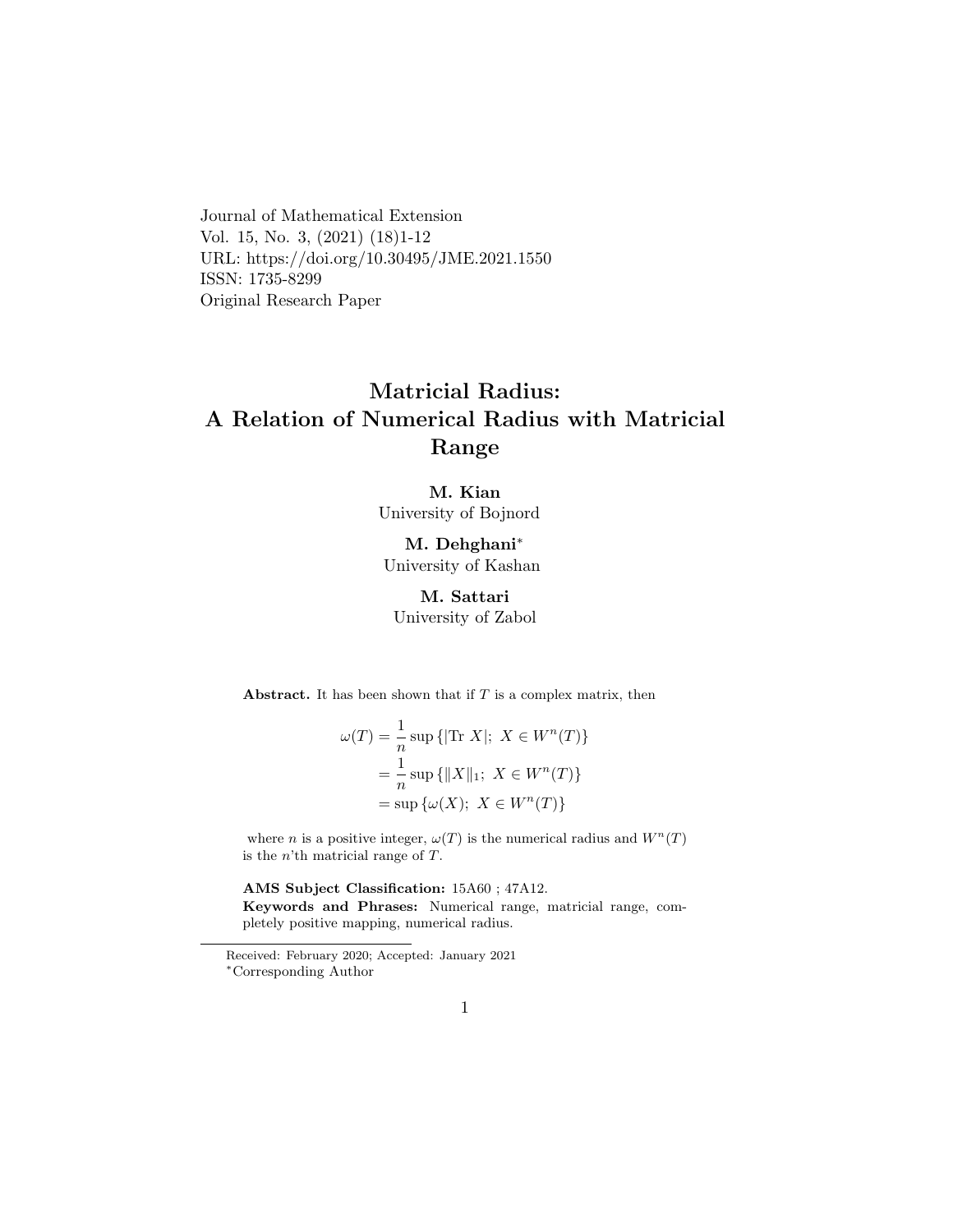Journal of Mathematical Extension
Vol. 15, No. 3, (2021) (18)1-12
URL: https://doi.org/10.30495/JME.2021.1550
ISSN: 1735-8299
Original Research Paper

# Matricial Radius: A Relation of Numerical Radius with Matricial Range

**M. Kian**
University of Bojnord

**M. Dehghani**[*]
University of Kashan

**M. Sattari**
University of Zabol

**Abstract.** It has been shown that if $T$ is a complex matrix, then

$$
\begin{aligned}
\omega(T) &= \frac{1}{n}\sup\{|\text{Tr } X|;\ X \in W^n(T)\} \\
&= \frac{1}{n}\sup\{\|X\|_1;\ X \in W^n(T)\} \\
&= \sup\{\omega(X);\ X \in W^n(T)\}
\end{aligned}
$$

where $n$ is a positive integer, $\omega(T)$ is the numerical radius and $W^n(T)$ is the $n$'th matricial range of $T$.

**AMS Subject Classification:** 15A60 ; 47A12.

**Keywords and Phrases:** Numerical range, matricial range, completely positive mapping, numerical radius.

---

Received: February 2020; Accepted: January 2021

[*]Corresponding Author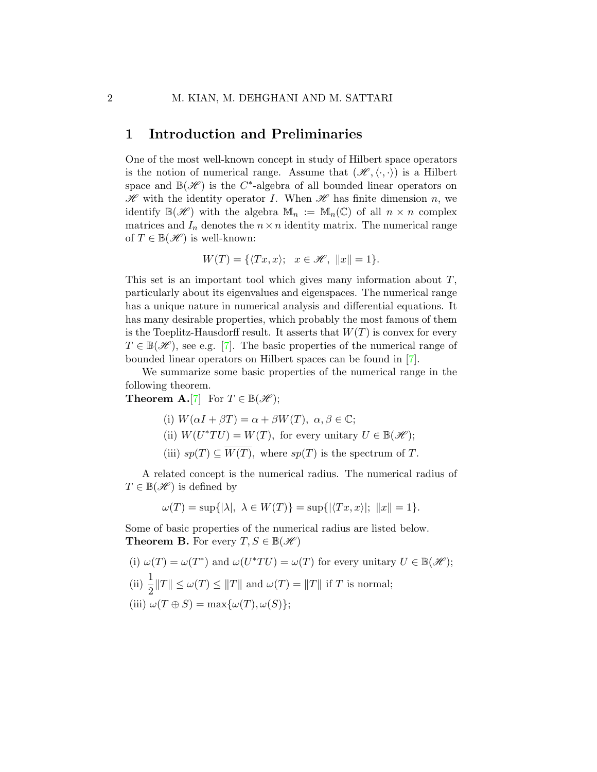# 1 Introduction and Preliminaries

One of the most well-known concept in study of Hilbert space operators is the notion of numerical range. Assume that $(\mathscr{H}, \langle\cdot,\cdot\rangle)$ is a Hilbert space and $\mathbb{B}(\mathscr{H})$ is the $C^*$-algebra of all bounded linear operators on $\mathscr{H}$ with the identity operator $I$. When $\mathscr{H}$ has finite dimension $n$, we identify $\mathbb{B}(\mathscr{H})$ with the algebra $\mathbb{M}_n := \mathbb{M}_n(\mathbb{C})$ of all $n \times n$ complex matrices and $I_n$ denotes the $n \times n$ identity matrix. The numerical range of $T \in \mathbb{B}(\mathscr{H})$ is well-known:

$$W(T) = \{\langle Tx, x\rangle; \;\; x \in \mathscr{H}, \; \|x\| = 1\}.$$

This set is an important tool which gives many information about $T$, particularly about its eigenvalues and eigenspaces. The numerical range has a unique nature in numerical analysis and differential equations. It has many desirable properties, which probably the most famous of them is the Toeplitz-Hausdorff result. It asserts that $W(T)$ is convex for every $T \in \mathbb{B}(\mathscr{H})$, see e.g. [7]. The basic properties of the numerical range of bounded linear operators on Hilbert spaces can be found in [7].

We summarize some basic properties of the numerical range in the following theorem.

**Theorem A.**[7] For $T \in \mathbb{B}(\mathscr{H})$;

(i) $W(\alpha I + \beta T) = \alpha + \beta W(T), \; \alpha, \beta \in \mathbb{C}$;

(ii) $W(U^*TU) = W(T),$ for every unitary $U \in \mathbb{B}(\mathscr{H})$;

(iii) $sp(T) \subseteq \overline{W(T)},$ where $sp(T)$ is the spectrum of $T$.

A related concept is the numerical radius. The numerical radius of $T \in \mathbb{B}(\mathscr{H})$ is defined by

$$\omega(T) = \sup\{|\lambda|, \; \lambda \in W(T)\} = \sup\{|\langle Tx, x\rangle|; \; \|x\| = 1\}.$$

Some of basic properties of the numerical radius are listed below.

**Theorem B.** For every $T, S \in \mathbb{B}(\mathscr{H})$

(i) $\omega(T) = \omega(T^*)$ and $\omega(U^*TU) = \omega(T)$ for every unitary $U \in \mathbb{B}(\mathscr{H})$;

(ii) $\frac{1}{2}\|T\| \le \omega(T) \le \|T\|$ and $\omega(T) = \|T\|$ if $T$ is normal;

(iii) $\omega(T \oplus S) = \max\{\omega(T), \omega(S)\}$;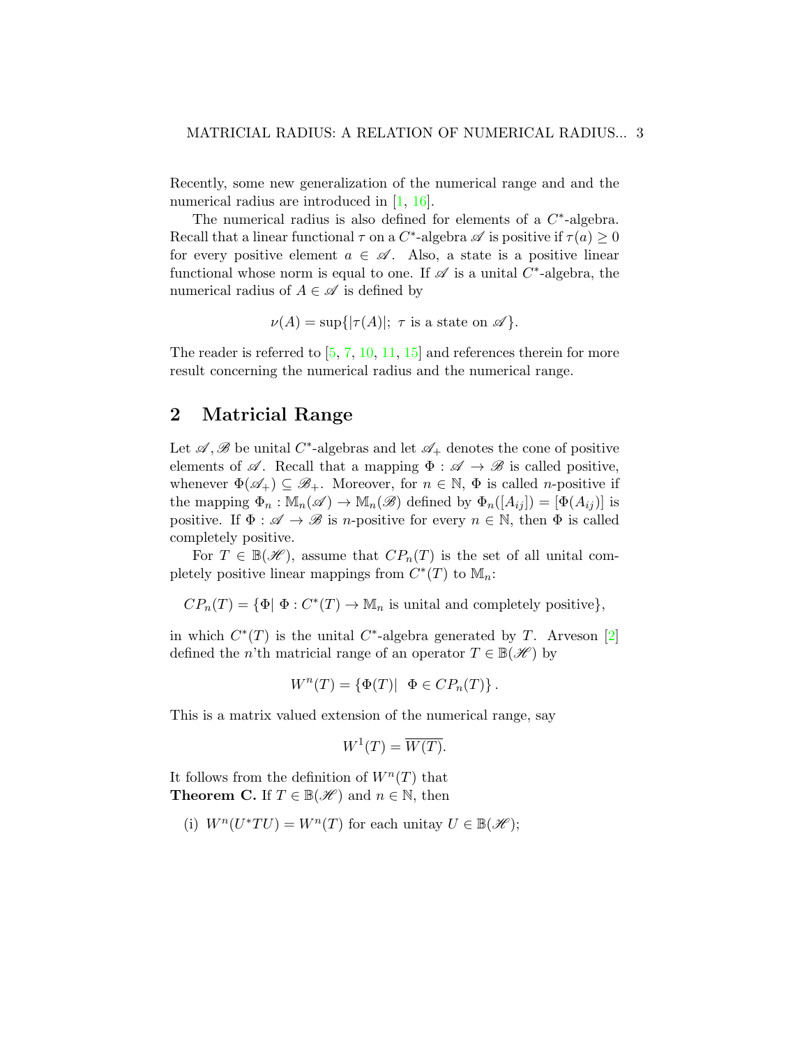Recently, some new generalization of the numerical range and and the numerical radius are introduced in [1, 16].

The numerical radius is also defined for elements of a $C^*$-algebra. Recall that a linear functional $\tau$ on a $C^*$-algebra $\mathscr{A}$ is positive if $\tau(a) \geq 0$ for every positive element $a \in \mathscr{A}$. Also, a state is a positive linear functional whose norm is equal to one. If $\mathscr{A}$ is a unital $C^*$-algebra, the numerical radius of $A \in \mathscr{A}$ is defined by

$$\nu(A) = \sup\{|\tau(A)|;\ \tau \text{ is a state on } \mathscr{A}\}.$$

The reader is referred to [5, 7, 10, 11, 15] and references therein for more result concerning the numerical radius and the numerical range.

## 2 Matricial Range

Let $\mathscr{A}, \mathscr{B}$ be unital $C^*$-algebras and let $\mathscr{A}_+$ denotes the cone of positive elements of $\mathscr{A}$. Recall that a mapping $\Phi : \mathscr{A} \to \mathscr{B}$ is called positive, whenever $\Phi(\mathscr{A}_+) \subseteq \mathscr{B}_+$. Moreover, for $n \in \mathbb{N}$, $\Phi$ is called $n$-positive if the mapping $\Phi_n : \mathbb{M}_n(\mathscr{A}) \to \mathbb{M}_n(\mathscr{B})$ defined by $\Phi_n([A_{ij}]) = [\Phi(A_{ij})]$ is positive. If $\Phi : \mathscr{A} \to \mathscr{B}$ is $n$-positive for every $n \in \mathbb{N}$, then $\Phi$ is called completely positive.

For $T \in \mathbb{B}(\mathscr{H})$, assume that $CP_n(T)$ is the set of all unital completely positive linear mappings from $C^*(T)$ to $\mathbb{M}_n$:

$$CP_n(T) = \{\Phi |\ \Phi : C^*(T) \to \mathbb{M}_n \text{ is unital and completely positive}\},$$

in which $C^*(T)$ is the unital $C^*$-algebra generated by $T$. Arveson [2] defined the $n$'th matricial range of an operator $T \in \mathbb{B}(\mathscr{H})$ by

$$W^n(T) = \{\Phi(T) |\ \ \Phi \in CP_n(T)\}.$$

This is a matrix valued extension of the numerical range, say

$$W^1(T) = \overline{W(T)}.$$

It follows from the definition of $W^n(T)$ that
**Theorem C.** If $T \in \mathbb{B}(\mathscr{H})$ and $n \in \mathbb{N}$, then

(i) $W^n(U^*TU) = W^n(T)$ for each unitay $U \in \mathbb{B}(\mathscr{H})$;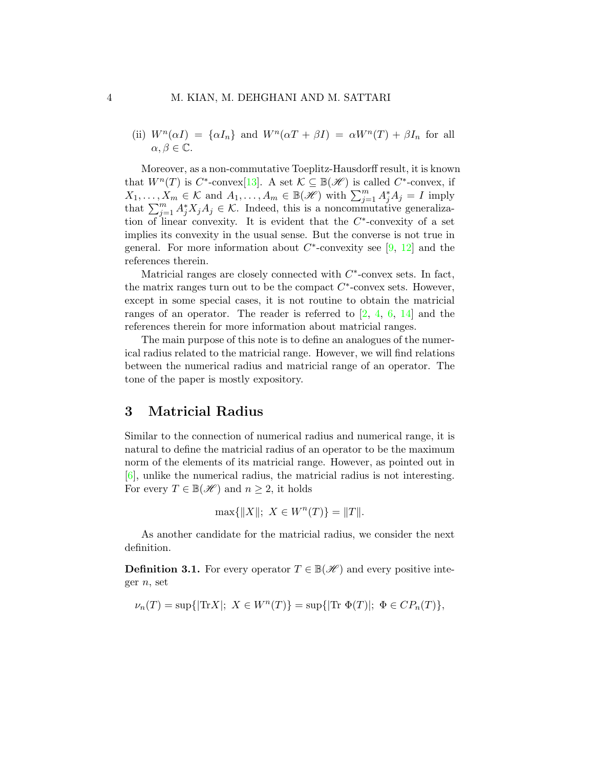(ii) $W^n(\alpha I) = \{\alpha I_n\}$ and $W^n(\alpha T + \beta I) = \alpha W^n(T) + \beta I_n$ for all $\alpha, \beta \in \mathbb{C}$.

Moreover, as a non-commutative Toeplitz-Hausdorff result, it is known that $W^n(T)$ is $C^*$-convex[13]. A set $\mathcal{K} \subseteq \mathbb{B}(\mathscr{H})$ is called $C^*$-convex, if $X_1, \ldots, X_m \in \mathcal{K}$ and $A_1, \ldots, A_m \in \mathbb{B}(\mathscr{H})$ with $\sum_{j=1}^m A_j^* A_j = I$ imply that $\sum_{j=1}^m A_j^* X_j A_j \in \mathcal{K}$. Indeed, this is a noncommutative generalization of linear convexity. It is evident that the $C^*$-convexity of a set implies its convexity in the usual sense. But the converse is not true in general. For more information about $C^*$-convexity see [9, 12] and the references therein.

Matricial ranges are closely connected with $C^*$-convex sets. In fact, the matrix ranges turn out to be the compact $C^*$-convex sets. However, except in some special cases, it is not routine to obtain the matricial ranges of an operator. The reader is referred to [2, 4, 6, 14] and the references therein for more information about matricial ranges.

The main purpose of this note is to define an analogues of the numerical radius related to the matricial range. However, we will find relations between the numerical radius and matricial range of an operator. The tone of the paper is mostly expository.

## 3 Matricial Radius

Similar to the connection of numerical radius and numerical range, it is natural to define the matricial radius of an operator to be the maximum norm of the elements of its matricial range. However, as pointed out in [6], unlike the numerical radius, the matricial radius is not interesting. For every $T \in \mathbb{B}(\mathscr{H})$ and $n \geq 2$, it holds

$$\max\{\|X\|;\ X \in W^n(T)\} = \|T\|.$$

As another candidate for the matricial radius, we consider the next definition.

**Definition 3.1.** For every operator $T \in \mathbb{B}(\mathscr{H})$ and every positive integer $n$, set

$$\nu_n(T) = \sup\{|\mathrm{Tr}X|;\ X \in W^n(T)\} = \sup\{|\mathrm{Tr}\ \Phi(T)|;\ \Phi \in CP_n(T)\},$$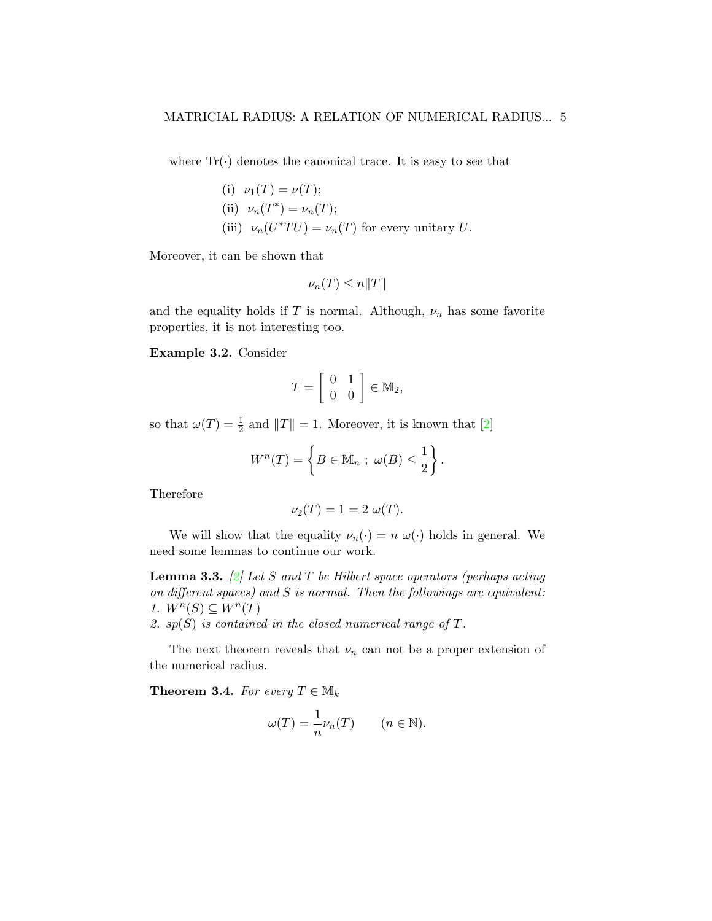where $\mathrm{Tr}(\cdot)$ denotes the canonical trace. It is easy to see that

(i) $\nu_1(T) = \nu(T)$;
(ii) $\nu_n(T^*) = \nu_n(T)$;
(iii) $\nu_n(U^*TU) = \nu_n(T)$ for every unitary $U$.

Moreover, it can be shown that

$$\nu_n(T) \leq n\|T\|$$

and the equality holds if $T$ is normal. Although, $\nu_n$ has some favorite properties, it is not interesting too.

**Example 3.2.** Consider

$$T = \begin{bmatrix} 0 & 1 \\ 0 & 0 \end{bmatrix} \in \mathbb{M}_2,$$

so that $\omega(T) = \frac{1}{2}$ and $\|T\| = 1$. Moreover, it is known that [2]

$$W^n(T) = \left\{ B \in \mathbb{M}_n \ ; \ \omega(B) \leq \frac{1}{2} \right\}.$$

Therefore

$$\nu_2(T) = 1 = 2\ \omega(T).$$

We will show that the equality $\nu_n(\cdot) = n\ \omega(\cdot)$ holds in general. We need some lemmas to continue our work.

**Lemma 3.3.** *[2] Let $S$ and $T$ be Hilbert space operators (perhaps acting on different spaces) and $S$ is normal. Then the followings are equivalent:*
*1. $W^n(S) \subseteq W^n(T)$*
*2. $sp(S)$ is contained in the closed numerical range of $T$.*

The next theorem reveals that $\nu_n$ can not be a proper extension of the numerical radius.

**Theorem 3.4.** *For every $T \in \mathbb{M}_k$*

$$\omega(T) = \frac{1}{n}\nu_n(T) \qquad (n \in \mathbb{N}).$$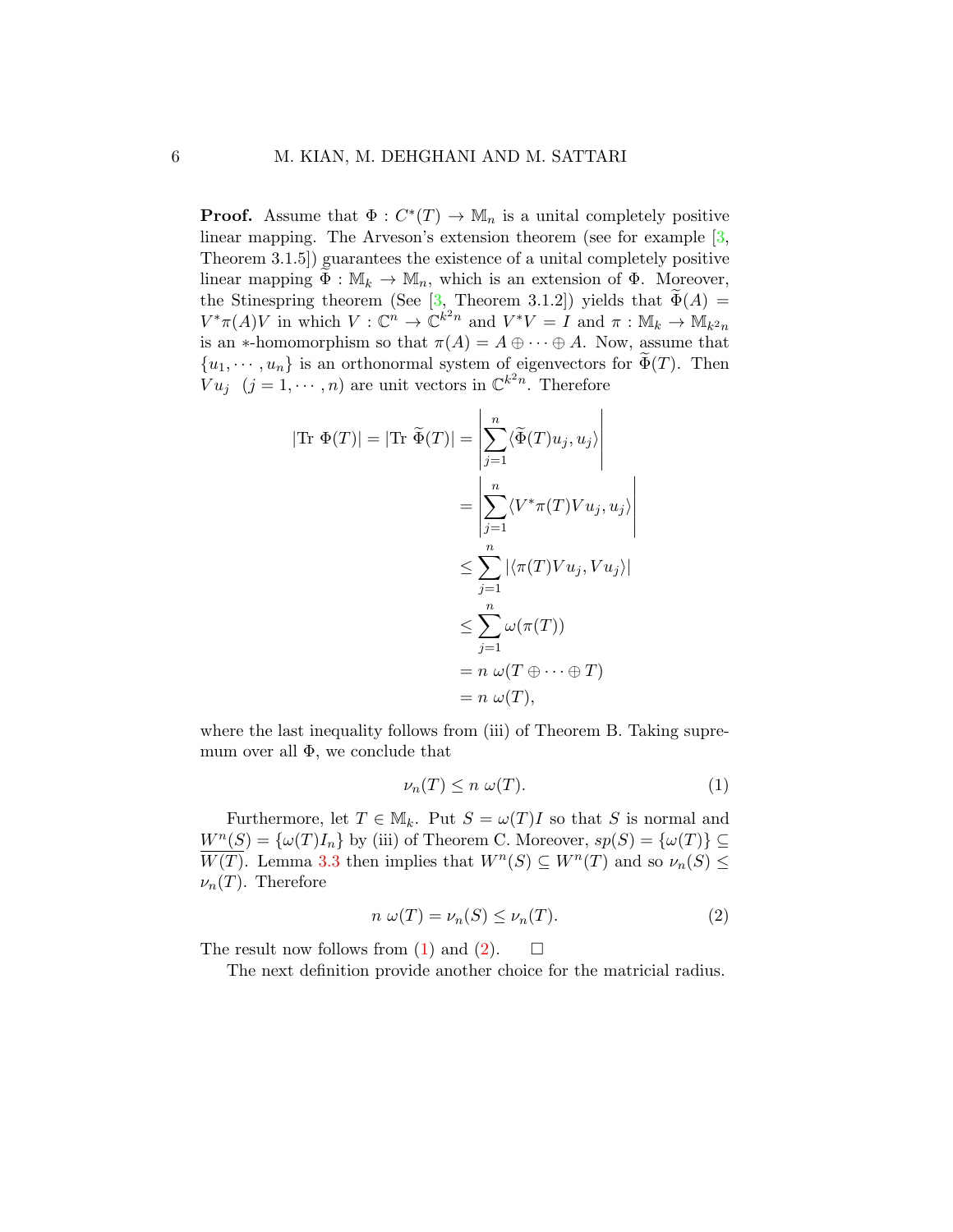**Proof.** Assume that $\Phi : C^*(T) \to \mathbb{M}_n$ is a unital completely positive linear mapping. The Arveson's extension theorem (see for example [3, Theorem 3.1.5]) guarantees the existence of a unital completely positive linear mapping $\widetilde{\Phi} : \mathbb{M}_k \to \mathbb{M}_n$, which is an extension of $\Phi$. Moreover, the Stinespring theorem (See [3, Theorem 3.1.2]) yields that $\widetilde{\Phi}(A) = V^*\pi(A)V$ in which $V : \mathbb{C}^n \to \mathbb{C}^{k^2n}$ and $V^*V = I$ and $\pi : \mathbb{M}_k \to \mathbb{M}_{k^2n}$ is an $*$-homomorphism so that $\pi(A) = A \oplus \cdots \oplus A$. Now, assume that $\{u_1, \cdots, u_n\}$ is an orthonormal system of eigenvectors for $\widetilde{\Phi}(T)$. Then $Vu_j \ \ (j = 1, \cdots, n)$ are unit vectors in $\mathbb{C}^{k^2n}$. Therefore

$$
\begin{aligned}
|\text{Tr } \Phi(T)| = |\text{Tr } \widetilde{\Phi}(T)| &= \left| \sum_{j=1}^{n} \langle \widetilde{\Phi}(T)u_j, u_j \rangle \right| \\
&= \left| \sum_{j=1}^{n} \langle V^*\pi(T)Vu_j, u_j \rangle \right| \\
&\leq \sum_{j=1}^{n} |\langle \pi(T)Vu_j, Vu_j \rangle| \\
&\leq \sum_{j=1}^{n} \omega(\pi(T)) \\
&= n \ \omega(T \oplus \cdots \oplus T) \\
&= n \ \omega(T),
\end{aligned}
$$

where the last inequality follows from (iii) of Theorem B. Taking supremum over all $\Phi$, we conclude that

$$\nu_n(T) \leq n \ \omega(T). \tag{1}$$

Furthermore, let $T \in \mathbb{M}_k$. Put $S = \omega(T)I$ so that $S$ is normal and $W^n(S) = \{\omega(T)I_n\}$ by (iii) of Theorem C. Moreover, $sp(S) = \{\omega(T)\} \subseteq \overline{W(T)}$. Lemma 3.3 then implies that $W^n(S) \subseteq W^n(T)$ and so $\nu_n(S) \leq \nu_n(T)$. Therefore

$$n \ \omega(T) = \nu_n(S) \leq \nu_n(T). \tag{2}$$

The result now follows from (1) and (2). $\square$

The next definition provide another choice for the matricial radius.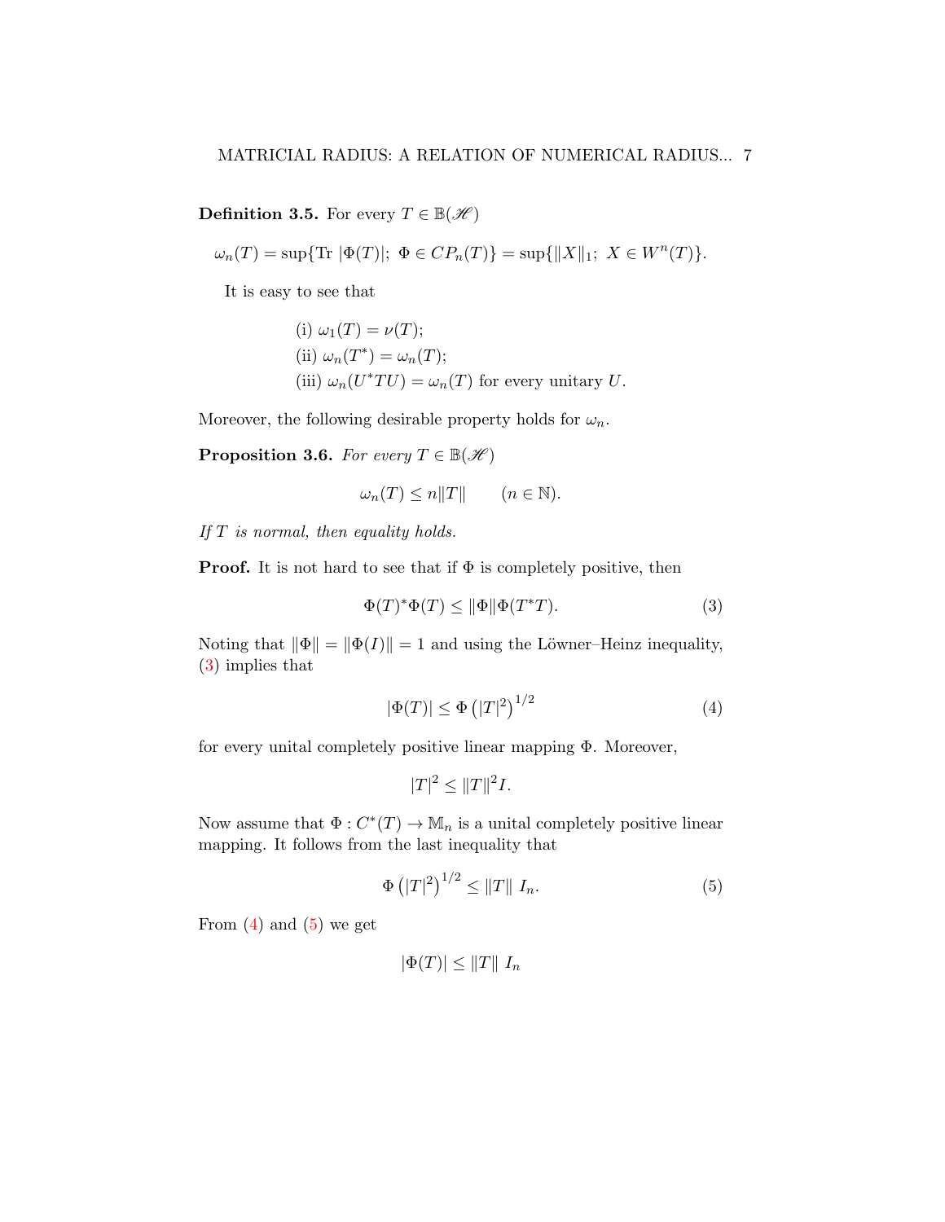**Definition 3.5.** For every $T \in \mathbb{B}(\mathscr{H})$

$$\omega_n(T) = \sup\{\mathrm{Tr}\ |\Phi(T)|;\ \Phi \in CP_n(T)\} = \sup\{\|X\|_1;\ X \in W^n(T)\}.$$

It is easy to see that

(i) $\omega_1(T) = \nu(T)$;
(ii) $\omega_n(T^*) = \omega_n(T)$;
(iii) $\omega_n(U^*TU) = \omega_n(T)$ for every unitary $U$.

Moreover, the following desirable property holds for $\omega_n$.

**Proposition 3.6.** *For every* $T \in \mathbb{B}(\mathscr{H})$

$$\omega_n(T) \leq n\|T\| \qquad (n \in \mathbb{N}).$$

*If* $T$ *is normal, then equality holds.*

**Proof.** It is not hard to see that if $\Phi$ is completely positive, then

$$\Phi(T)^*\Phi(T) \leq \|\Phi\|\Phi(T^*T). \tag{3}$$

Noting that $\|\Phi\| = \|\Phi(I)\| = 1$ and using the Löwner–Heinz inequality, (3) implies that

$$|\Phi(T)| \leq \Phi\left(|T|^2\right)^{1/2} \tag{4}$$

for every unital completely positive linear mapping $\Phi$. Moreover,

$$|T|^2 \leq \|T\|^2 I.$$

Now assume that $\Phi : C^*(T) \to \mathbb{M}_n$ is a unital completely positive linear mapping. It follows from the last inequality that

$$\Phi\left(|T|^2\right)^{1/2} \leq \|T\|\ I_n. \tag{5}$$

From (4) and (5) we get

$$|\Phi(T)| \leq \|T\|\ I_n$$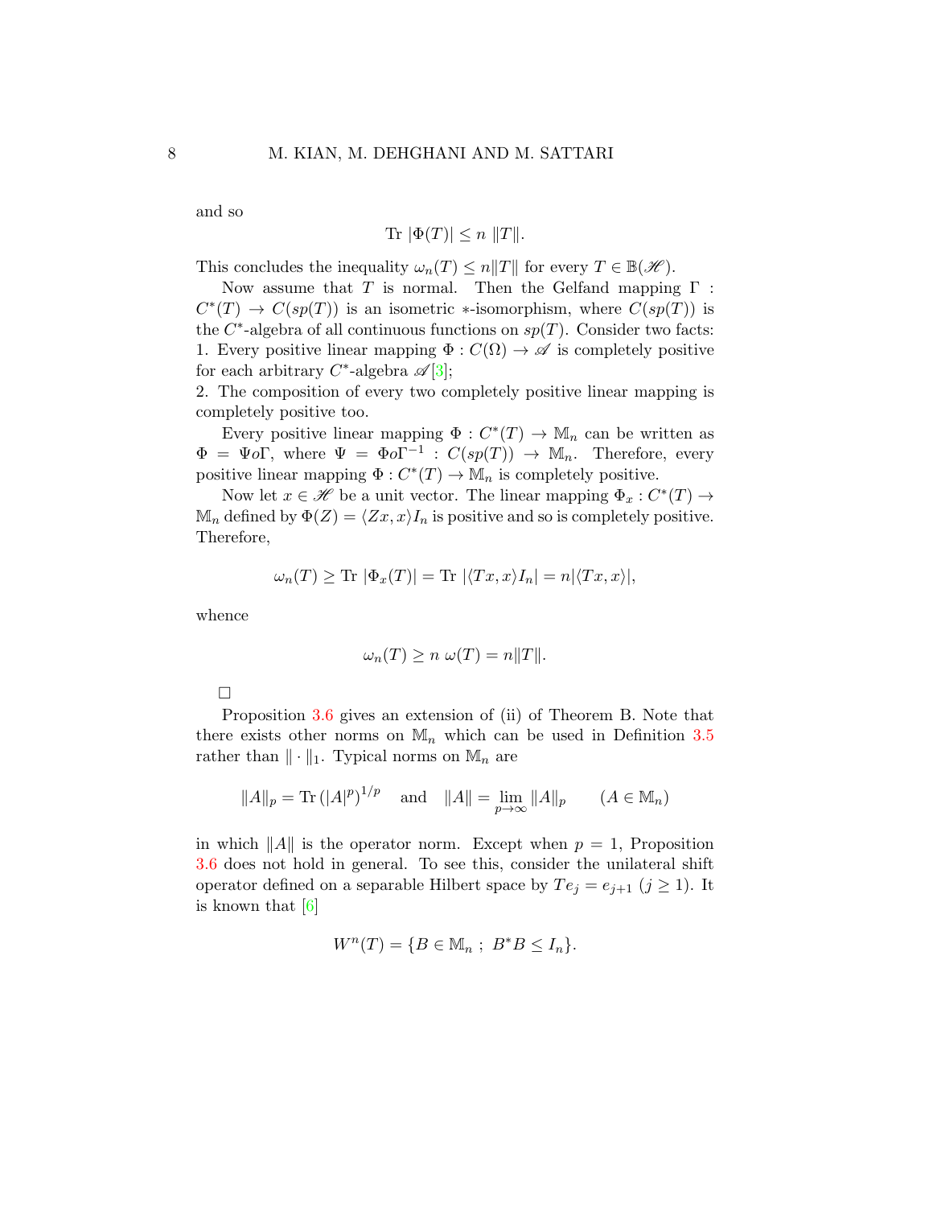and so

$$\text{Tr } |\Phi(T)| \le n \; \|T\|.$$

This concludes the inequality $\omega_n(T) \le n\|T\|$ for every $T \in \mathbb{B}(\mathscr{H})$.

Now assume that $T$ is normal. Then the Gelfand mapping $\Gamma : C^*(T) \to C(sp(T))$ is an isometric $*$-isomorphism, where $C(sp(T))$ is the $C^*$-algebra of all continuous functions on $sp(T)$. Consider two facts:
1. Every positive linear mapping $\Phi : C(\Omega) \to \mathscr{A}$ is completely positive for each arbitrary $C^*$-algebra $\mathscr{A}$ [3];
2. The composition of every two completely positive linear mapping is completely positive too.

Every positive linear mapping $\Phi : C^*(T) \to \mathbb{M}_n$ can be written as $\Phi = \Psi o \Gamma$, where $\Psi = \Phi o \Gamma^{-1} : C(sp(T)) \to \mathbb{M}_n$. Therefore, every positive linear mapping $\Phi : C^*(T) \to \mathbb{M}_n$ is completely positive.

Now let $x \in \mathscr{H}$ be a unit vector. The linear mapping $\Phi_x : C^*(T) \to \mathbb{M}_n$ defined by $\Phi(Z) = \langle Zx, x\rangle I_n$ is positive and so is completely positive. Therefore,

$$\omega_n(T) \ge \text{Tr } |\Phi_x(T)| = \text{Tr } |\langle Tx, x\rangle I_n| = n|\langle Tx, x\rangle|,$$

whence

$$\omega_n(T) \ge n \; \omega(T) = n\|T\|.$$

□

Proposition 3.6 gives an extension of (ii) of Theorem B. Note that there exists other norms on $\mathbb{M}_n$ which can be used in Definition 3.5 rather than $\|\cdot\|_1$. Typical norms on $\mathbb{M}_n$ are

$$\|A\|_p = \text{Tr}\,(|A|^p)^{1/p} \quad \text{and} \quad \|A\| = \lim_{p\to\infty} \|A\|_p \qquad (A \in \mathbb{M}_n)$$

in which $\|A\|$ is the operator norm. Except when $p = 1$, Proposition 3.6 does not hold in general. To see this, consider the unilateral shift operator defined on a separable Hilbert space by $Te_j = e_{j+1}$ $(j \ge 1)$. It is known that [6]

$$W^n(T) = \{B \in \mathbb{M}_n \; ; \; B^*B \le I_n\}.$$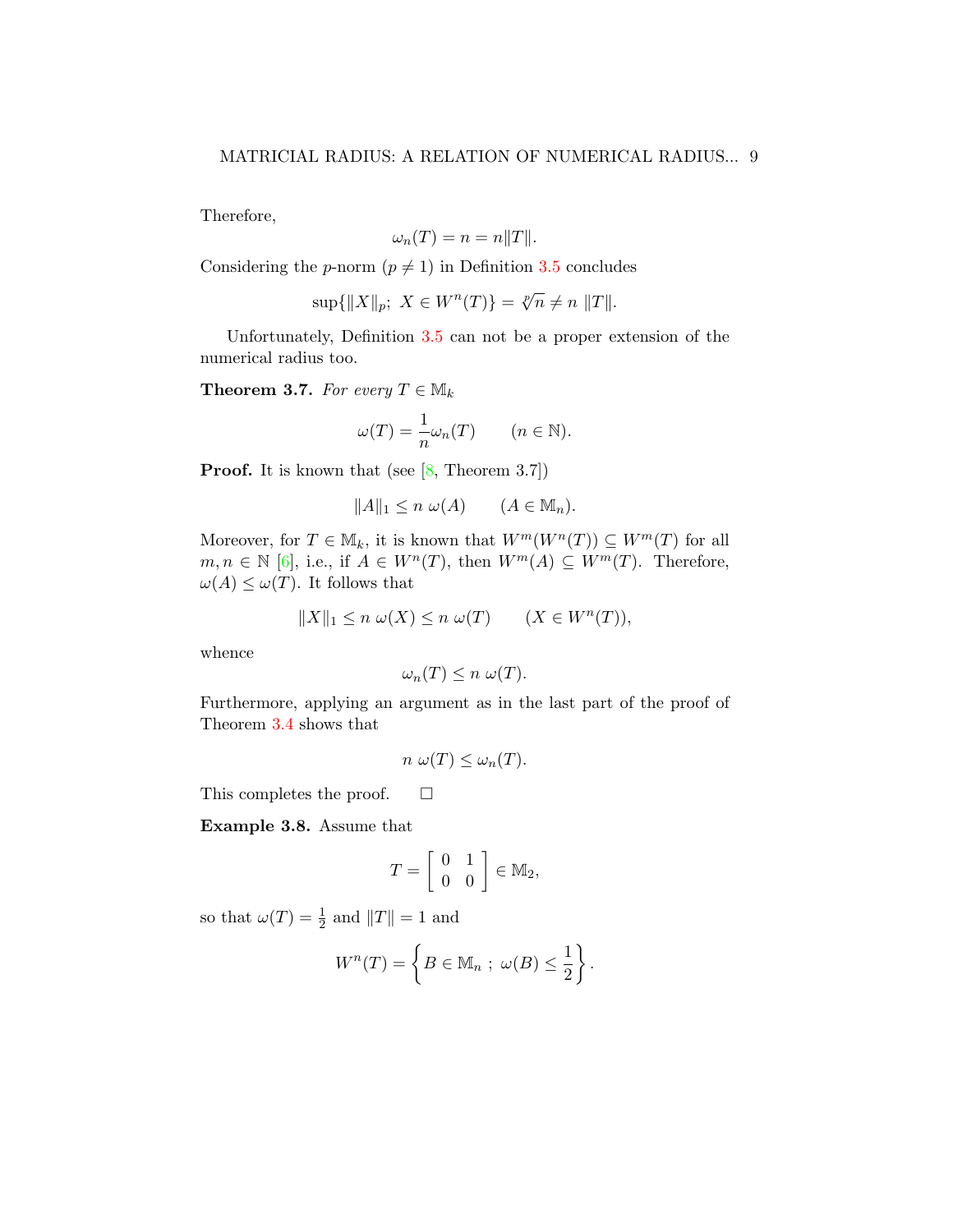Therefore,

$$\omega_n(T) = n = n\|T\|.$$

Considering the $p$-norm ($p \neq 1$) in Definition 3.5 concludes

$$\sup\{\|X\|_p;\ X \in W^n(T)\} = \sqrt[p]{n} \neq n\ \|T\|.$$

Unfortunately, Definition 3.5 can not be a proper extension of the numerical radius too.

**Theorem 3.7.** *For every $T \in \mathbb{M}_k$*

$$\omega(T) = \frac{1}{n}\omega_n(T) \qquad (n \in \mathbb{N}).$$

**Proof.** It is known that (see [8, Theorem 3.7])

$$\|A\|_1 \leq n\ \omega(A) \qquad (A \in \mathbb{M}_n).$$

Moreover, for $T \in \mathbb{M}_k$, it is known that $W^m(W^n(T)) \subseteq W^m(T)$ for all $m, n \in \mathbb{N}$ [6], i.e., if $A \in W^n(T)$, then $W^m(A) \subseteq W^m(T)$. Therefore, $\omega(A) \leq \omega(T)$. It follows that

$$\|X\|_1 \leq n\ \omega(X) \leq n\ \omega(T) \qquad (X \in W^n(T)),$$

whence

$$\omega_n(T) \leq n\ \omega(T).$$

Furthermore, applying an argument as in the last part of the proof of Theorem 3.4 shows that

$$n\ \omega(T) \leq \omega_n(T).$$

This completes the proof. $\square$

**Example 3.8.** Assume that

$$T = \begin{bmatrix} 0 & 1 \\ 0 & 0 \end{bmatrix} \in \mathbb{M}_2,$$

so that $\omega(T) = \frac{1}{2}$ and $\|T\| = 1$ and

$$W^n(T) = \left\{ B \in \mathbb{M}_n\ ;\ \omega(B) \leq \frac{1}{2} \right\}.$$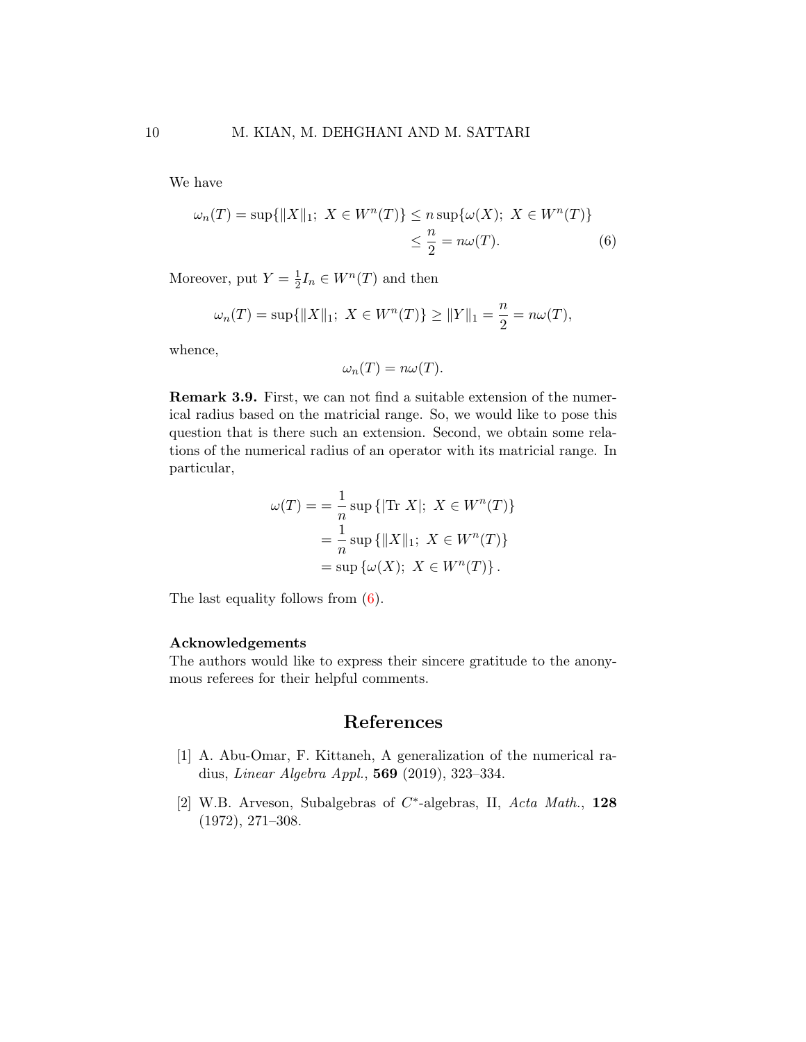We have

$$\omega_n(T) = \sup\{\|X\|_1;\ X \in W^n(T)\} \leq n \sup\{\omega(X);\ X \in W^n(T)\}$$
$$\leq \frac{n}{2} = n\omega(T). \tag{6}$$

Moreover, put $Y = \frac{1}{2}I_n \in W^n(T)$ and then

$$\omega_n(T) = \sup\{\|X\|_1;\ X \in W^n(T)\} \geq \|Y\|_1 = \frac{n}{2} = n\omega(T),$$

whence,

$$\omega_n(T) = n\omega(T).$$

**Remark 3.9.** First, we can not find a suitable extension of the numerical radius based on the matricial range. So, we would like to pose this question that is there such an extension. Second, we obtain some relations of the numerical radius of an operator with its matricial range. In particular,

$$\begin{aligned}
\omega(T) = &= \frac{1}{n} \sup\left\{|\text{Tr } X|;\ X \in W^n(T)\right\} \\
&= \frac{1}{n} \sup\left\{\|X\|_1;\ X \in W^n(T)\right\} \\
&= \sup\left\{\omega(X);\ X \in W^n(T)\right\}.
\end{aligned}$$

The last equality follows from (6).

**Acknowledgements**

The authors would like to express their sincere gratitude to the anonymous referees for their helpful comments.

## References

[1] A. Abu-Omar, F. Kittaneh, A generalization of the numerical radius, *Linear Algebra Appl.*, **569** (2019), 323–334.

[2] W.B. Arveson, Subalgebras of $C^*$-algebras, II, *Acta Math.*, **128** (1972), 271–308.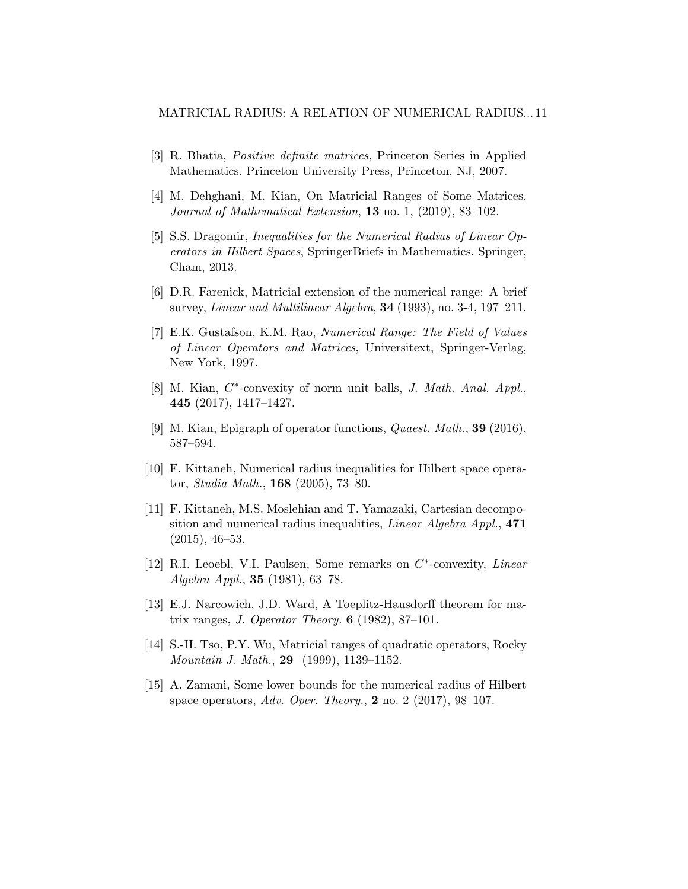[3] R. Bhatia, *Positive definite matrices*, Princeton Series in Applied Mathematics. Princeton University Press, Princeton, NJ, 2007.

[4] M. Dehghani, M. Kian, On Matricial Ranges of Some Matrices, *Journal of Mathematical Extension*, **13** no. 1, (2019), 83–102.

[5] S.S. Dragomir, *Inequalities for the Numerical Radius of Linear Operators in Hilbert Spaces*, SpringerBriefs in Mathematics. Springer, Cham, 2013.

[6] D.R. Farenick, Matricial extension of the numerical range: A brief survey, *Linear and Multilinear Algebra*, **34** (1993), no. 3-4, 197–211.

[7] E.K. Gustafson, K.M. Rao, *Numerical Range: The Field of Values of Linear Operators and Matrices*, Universitext, Springer-Verlag, New York, 1997.

[8] M. Kian, $C^*$-convexity of norm unit balls, *J. Math. Anal. Appl.*, **445** (2017), 1417–1427.

[9] M. Kian, Epigraph of operator functions, *Quaest. Math.*, **39** (2016), 587–594.

[10] F. Kittaneh, Numerical radius inequalities for Hilbert space operator, *Studia Math.*, **168** (2005), 73–80.

[11] F. Kittaneh, M.S. Moslehian and T. Yamazaki, Cartesian decomposition and numerical radius inequalities, *Linear Algebra Appl.*, **471** (2015), 46–53.

[12] R.I. Leoebl, V.I. Paulsen, Some remarks on $C^*$-convexity, *Linear Algebra Appl.*, **35** (1981), 63–78.

[13] E.J. Narcowich, J.D. Ward, A Toeplitz-Hausdorff theorem for matrix ranges, *J. Operator Theory.* **6** (1982), 87–101.

[14] S.-H. Tso, P.Y. Wu, Matricial ranges of quadratic operators, Rocky *Mountain J. Math.*, **29** (1999), 1139–1152.

[15] A. Zamani, Some lower bounds for the numerical radius of Hilbert space operators, *Adv. Oper. Theory.*, **2** no. 2 (2017), 98–107.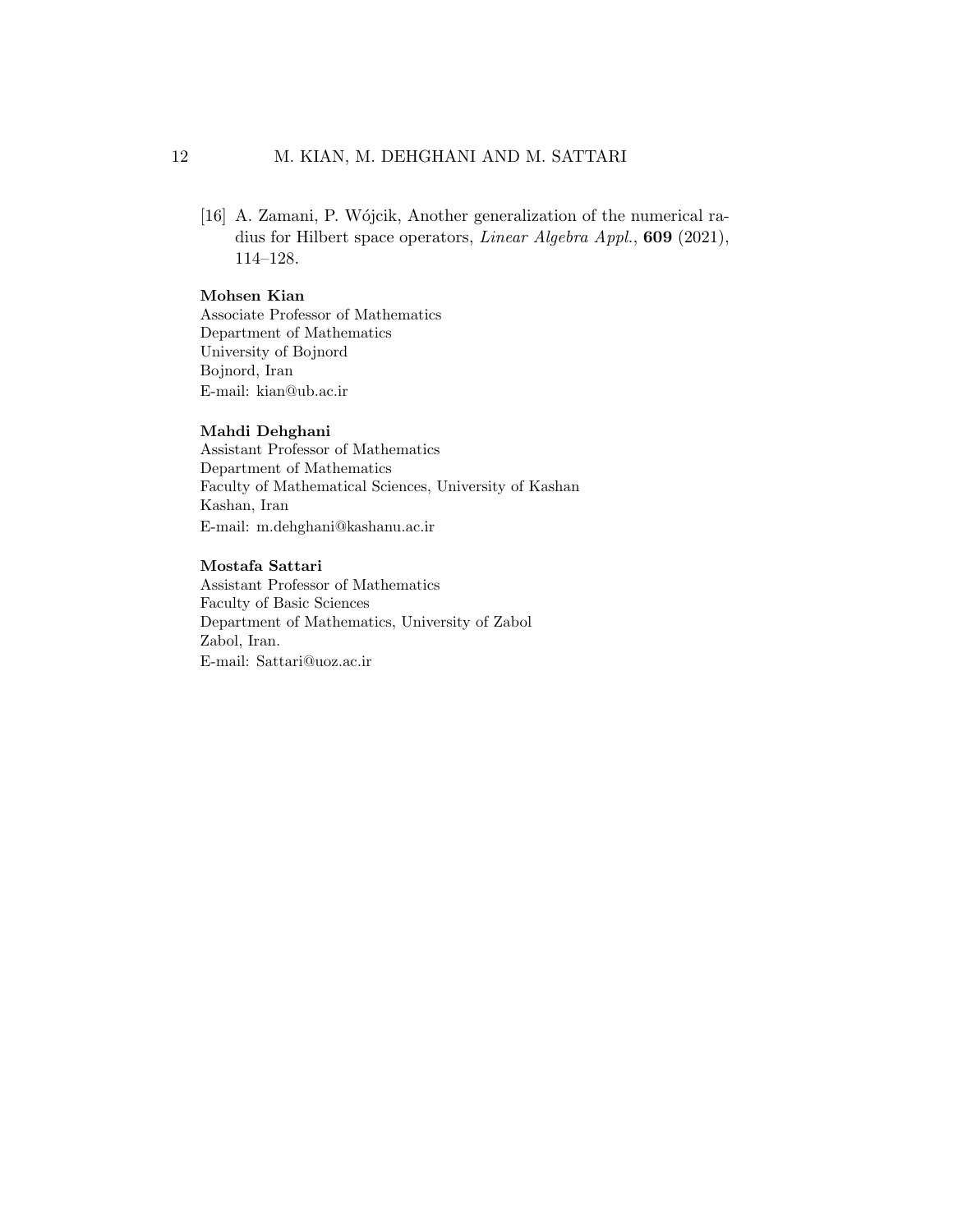[16] A. Zamani, P. Wójcik, Another generalization of the numerical radius for Hilbert space operators, *Linear Algebra Appl.*, **609** (2021), 114–128.

**Mohsen Kian**
Associate Professor of Mathematics
Department of Mathematics
University of Bojnord
Bojnord, Iran
E-mail: kian@ub.ac.ir

**Mahdi Dehghani**
Assistant Professor of Mathematics
Department of Mathematics
Faculty of Mathematical Sciences, University of Kashan
Kashan, Iran
E-mail: m.dehghani@kashanu.ac.ir

**Mostafa Sattari**
Assistant Professor of Mathematics
Faculty of Basic Sciences
Department of Mathematics, University of Zabol
Zabol, Iran.
E-mail: Sattari@uoz.ac.ir